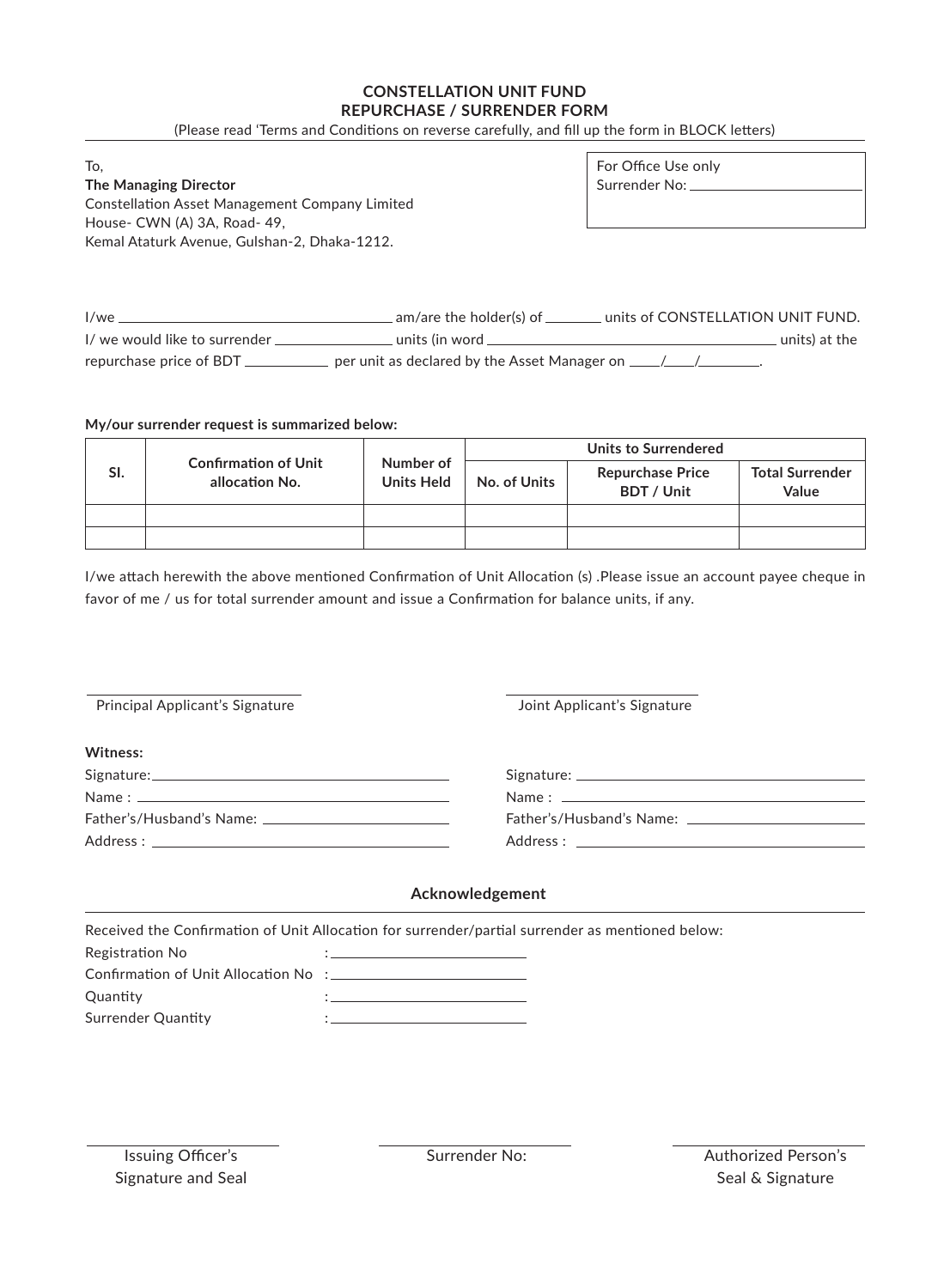# CONSTELLATION UNIT FUND
## REPURCHASE / SURRENDER FORM

(Please read 'Terms and Conditions on reverse carefully, and fill up the form in BLOCK letters)

To,
**The Managing Director**
Constellation Asset Management Company Limited
House- CWN (A) 3A, Road- 49,
Kemal Ataturk Avenue, Gulshan-2, Dhaka-1212.

For Office Use only
Surrender No: ____________________

I/we ______________________________ am/are the holder(s) of _______ units of CONSTELLATION UNIT FUND.
I/ we would like to surrender ______________ units (in word ________________________________ units) at the repurchase price of BDT __________ per unit as declared by the Asset Manager on ____/____/________.

**My/our surrender request is summarized below:**

| Sl. | Confirmation of Unit allocation No. | Number of Units Held | Units to Surrendered | | |
|---|---|---|---|---|---|
| | | | No. of Units | Repurchase Price BDT / Unit | Total Surrender Value |
| | | | | | |
| | | | | | |

I/we attach herewith the above mentioned Confirmation of Unit Allocation (s) .Please issue an account payee cheque in favor of me / us for total surrender amount and issue a Confirmation for balance units, if any.

Principal Applicant's Signature

Joint Applicant's Signature

**Witness:**

Signature: ____________________
Name : ____________________
Father's/Husband's Name: ____________________
Address : ____________________

Signature: ____________________
Name : ____________________
Father's/Husband's Name: ____________________
Address : ____________________

### Acknowledgement

Received the Confirmation of Unit Allocation for surrender/partial surrender as mentioned below:

Registration No : ____________________
Confirmation of Unit Allocation No : ____________________
Quantity : ____________________
Surrender Quantity : ____________________

Issuing Officer's Signature and Seal

Surrender No:

Authorized Person's Seal & Signature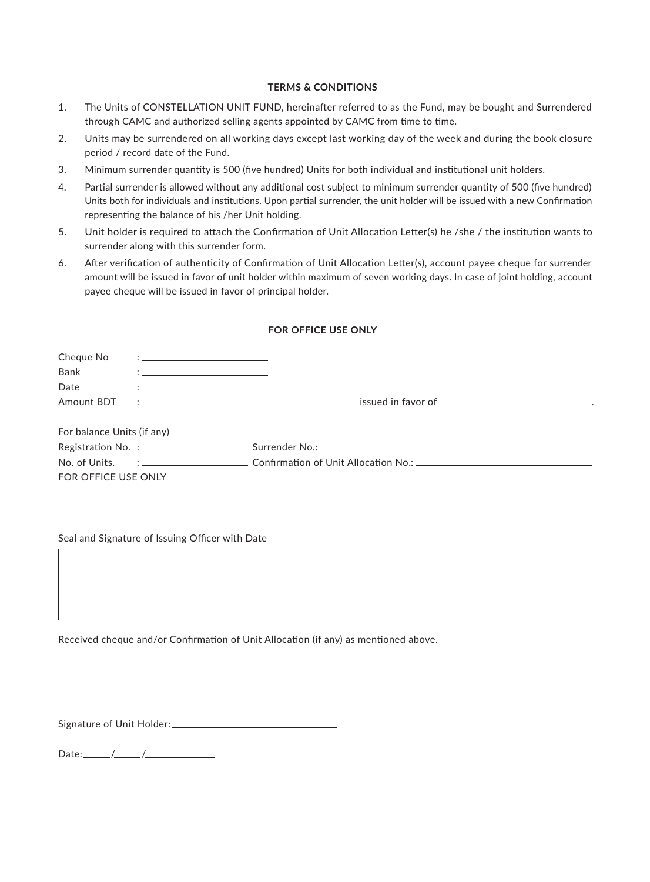## TERMS & CONDITIONS

1. The Units of CONSTELLATION UNIT FUND, hereinafter referred to as the Fund, may be bought and Surrendered through CAMC and authorized selling agents appointed by CAMC from time to time.
2. Units may be surrendered on all working days except last working day of the week and during the book closure period / record date of the Fund.
3. Minimum surrender quantity is 500 (five hundred) Units for both individual and institutional unit holders.
4. Partial surrender is allowed without any additional cost subject to minimum surrender quantity of 500 (five hundred) Units both for individuals and institutions. Upon partial surrender, the unit holder will be issued with a new Confirmation representing the balance of his /her Unit holding.
5. Unit holder is required to attach the Confirmation of Unit Allocation Letter(s) he /she / the institution wants to surrender along with this surrender form.
6. After verification of authenticity of Confirmation of Unit Allocation Letter(s), account payee cheque for surrender amount will be issued in favor of unit holder within maximum of seven working days. In case of joint holding, account payee cheque will be issued in favor of principal holder.

## FOR OFFICE USE ONLY

Cheque No : ____________________

Bank : ____________________

Date : ____________________

Amount BDT : ____________________ issued in favor of ____________________.

For balance Units (if any)

Registration No. : ____________________ Surrender No.: ____________________

No. of Units. : ____________________ Confirmation of Unit Allocation No.: ____________________

FOR OFFICE USE ONLY

Seal and Signature of Issuing Officer with Date

Received cheque and/or Confirmation of Unit Allocation (if any) as mentioned above.

Signature of Unit Holder: ____________________

Date: _____/_____/__________